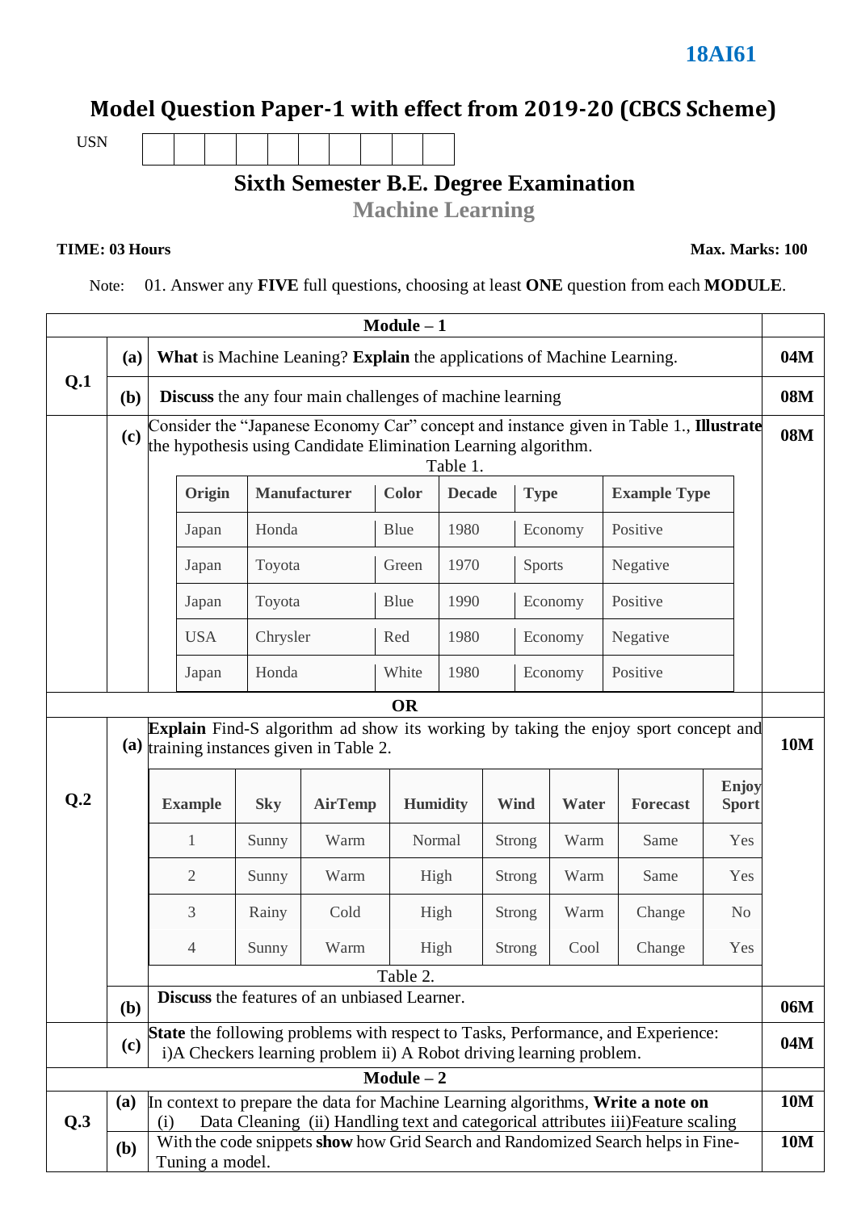**18AI61**

# Model Question Paper-1 with effect from 2019-20 (CBCS Scheme)

USN | | | | | | | | | | |

## Sixth Semester B.E. Degree Examination

## Machine Learning

**TIME: 03 Hours** **Max. Marks: 100**

Note: 01. Answer any **FIVE** full questions, choosing at least **ONE** question from each **MODULE**.

### Module – 1

**Q.1**

**(a)** **What** is Machine Leaning? **Explain** the applications of Machine Learning. **04M**

**(b)** **Discuss** the any four main challenges of machine learning **08M**

**(c)** Consider the "Japanese Economy Car" concept and instance given in Table 1., **Illustrate** the hypothesis using Candidate Elimination Learning algorithm. **08M**

Table 1.

| Origin | Manufacturer | Color | Decade | Type | Example Type |
|---|---|---|---|---|---|
| Japan | Honda | Blue | 1980 | Economy | Positive |
| Japan | Toyota | Green | 1970 | Sports | Negative |
| Japan | Toyota | Blue | 1990 | Economy | Positive |
| USA | Chrysler | Red | 1980 | Economy | Negative |
| Japan | Honda | White | 1980 | Economy | Positive |

**OR**

**Q.2**

**(a)** **Explain** Find-S algorithm ad show its working by taking the enjoy sport concept and training instances given in Table 2. **10M**

| Example | Sky | AirTemp | Humidity | Wind | Water | Forecast | Enjoy Sport |
|---|---|---|---|---|---|---|---|
| 1 | Sunny | Warm | Normal | Strong | Warm | Same | Yes |
| 2 | Sunny | Warm | High | Strong | Warm | Same | Yes |
| 3 | Rainy | Cold | High | Strong | Warm | Change | No |
| 4 | Sunny | Warm | High | Strong | Cool | Change | Yes |

Table 2.

**(b)** **Discuss** the features of an unbiased Learner. **06M**

**(c)** **State** the following problems with respect to Tasks, Performance, and Experience: i)A Checkers learning problem ii) A Robot driving learning problem. **04M**

### Module – 2

**Q.3**

**(a)** In context to prepare the data for Machine Learning algorithms, **Write a note on** (i) Data Cleaning (ii) Handling text and categorical attributes iii)Feature scaling **10M**

**(b)** With the code snippets **show** how Grid Search and Randomized Search helps in Fine-Tuning a model. **10M**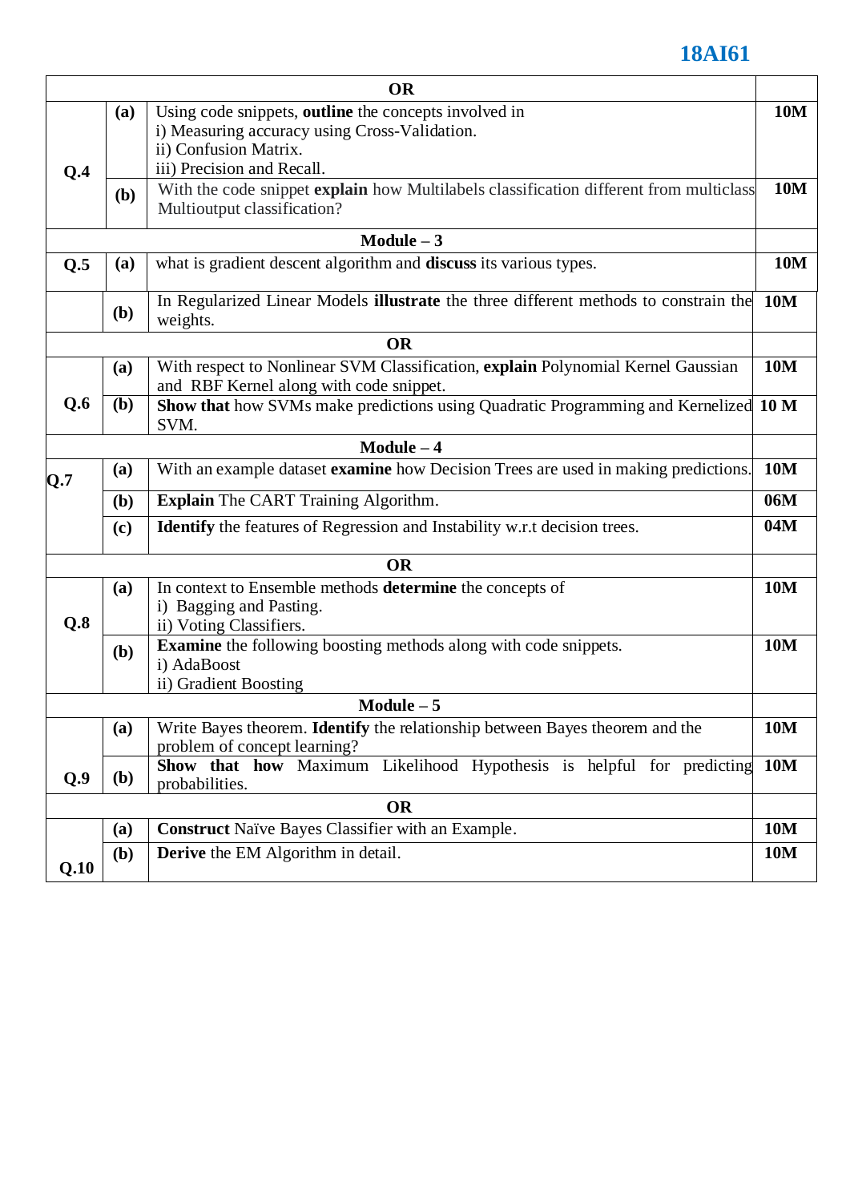| | | | |
|---|---|---|---|
| **OR** | | | |
| **Q.4** | **(a)** | Using code snippets, **outline** the concepts involved in<br>i) Measuring accuracy using Cross-Validation.<br>ii) Confusion Matrix.<br>iii) Precision and Recall. | **10M** |
| | **(b)** | With the code snippet **explain** how Multilabels classification different from multiclass Multioutput classification? | **10M** |
| **Module – 3** | | | |
| **Q.5** | **(a)** | what is gradient descent algorithm and **discuss** its various types. | **10M** |
| | **(b)** | In Regularized Linear Models **illustrate** the three different methods to constrain the weights. | **10M** |
| **OR** | | | |
| **Q.6** | **(a)** | With respect to Nonlinear SVM Classification, **explain** Polynomial Kernel Gaussian and RBF Kernel along with code snippet. | **10M** |
| | **(b)** | **Show that** how SVMs make predictions using Quadratic Programming and Kernelized SVM. | **10 M** |
| **Module – 4** | | | |
| **Q.7** | **(a)** | With an example dataset **examine** how Decision Trees are used in making predictions. | **10M** |
| | **(b)** | **Explain** The CART Training Algorithm. | **06M** |
| | **(c)** | **Identify** the features of Regression and Instability w.r.t decision trees. | **04M** |
| **OR** | | | |
| **Q.8** | **(a)** | In context to Ensemble methods **determine** the concepts of<br>i) Bagging and Pasting.<br>ii) Voting Classifiers. | **10M** |
| | **(b)** | **Examine** the following boosting methods along with code snippets.<br>i) AdaBoost<br>ii) Gradient Boosting | **10M** |
| **Module – 5** | | | |
| **Q.9** | **(a)** | Write Bayes theorem. **Identify** the relationship between Bayes theorem and the problem of concept learning? | **10M** |
| | **(b)** | **Show that how** Maximum Likelihood Hypothesis is helpful for predicting probabilities. | **10M** |
| **OR** | | | |
| **Q.10** | **(a)** | **Construct** Naïve Bayes Classifier with an Example. | **10M** |
| | **(b)** | **Derive** the EM Algorithm in detail. | **10M** |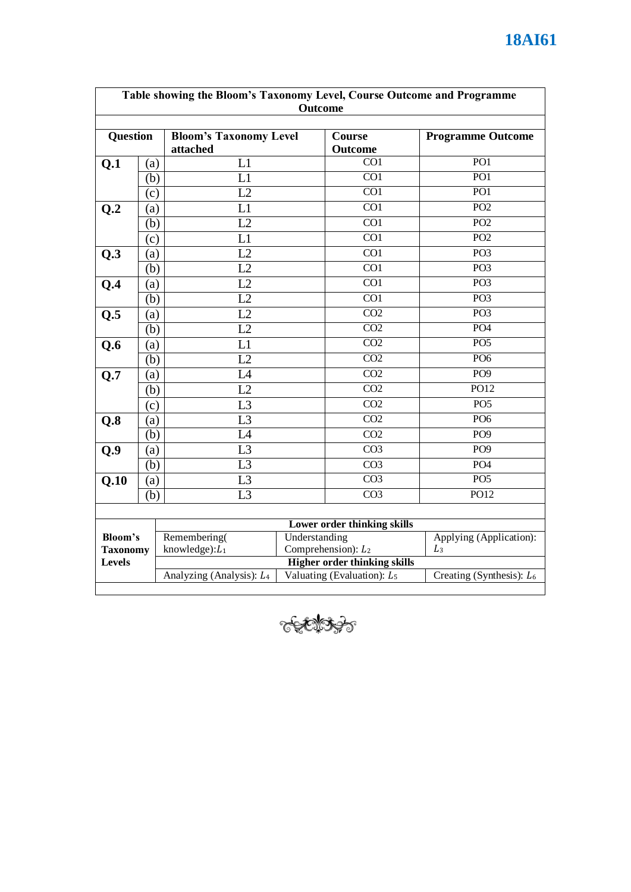| Table showing the Bloom's Taxonomy Level, Course Outcome and Programme Outcome | | | | |
|---|---|---|---|---|
| **Question** | | **Bloom's Taxonomy Level attached** | **Course Outcome** | **Programme Outcome** |
| **Q.1** | (a) | L1 | CO1 | PO1 |
| | (b) | L1 | CO1 | PO1 |
| | (c) | L2 | CO1 | PO1 |
| **Q.2** | (a) | L1 | CO1 | PO2 |
| | (b) | L2 | CO1 | PO2 |
| | (c) | L1 | CO1 | PO2 |
| **Q.3** | (a) | L2 | CO1 | PO3 |
| | (b) | L2 | CO1 | PO3 |
| **Q.4** | (a) | L2 | CO1 | PO3 |
| | (b) | L2 | CO1 | PO3 |
| **Q.5** | (a) | L2 | CO2 | PO3 |
| | (b) | L2 | CO2 | PO4 |
| **Q.6** | (a) | L1 | CO2 | PO5 |
| | (b) | L2 | CO2 | PO6 |
| **Q.7** | (a) | L4 | CO2 | PO9 |
| | (b) | L2 | CO2 | PO12 |
| | (c) | L3 | CO2 | PO5 |
| **Q.8** | (a) | L3 | CO2 | PO6 |
| | (b) | L4 | CO2 | PO9 |
| **Q.9** | (a) | L3 | CO3 | PO9 |
| | (b) | L3 | CO3 | PO4 |
| **Q.10** | (a) | L3 | CO3 | PO5 |
| | (b) | L3 | CO3 | PO12 |

| **Bloom's Taxonomy Levels** | **Lower order thinking skills** | | |
|---|---|---|---|
| | Remembering( knowledge): $L_1$ | Understanding Comprehension): $L_2$ | Applying (Application): $L_3$ |
| | **Higher order thinking skills** | | |
| | Analyzing (Analysis): $L_4$ | Valuating (Evaluation): $L_5$ | Creating (Synthesis): $L_6$ |